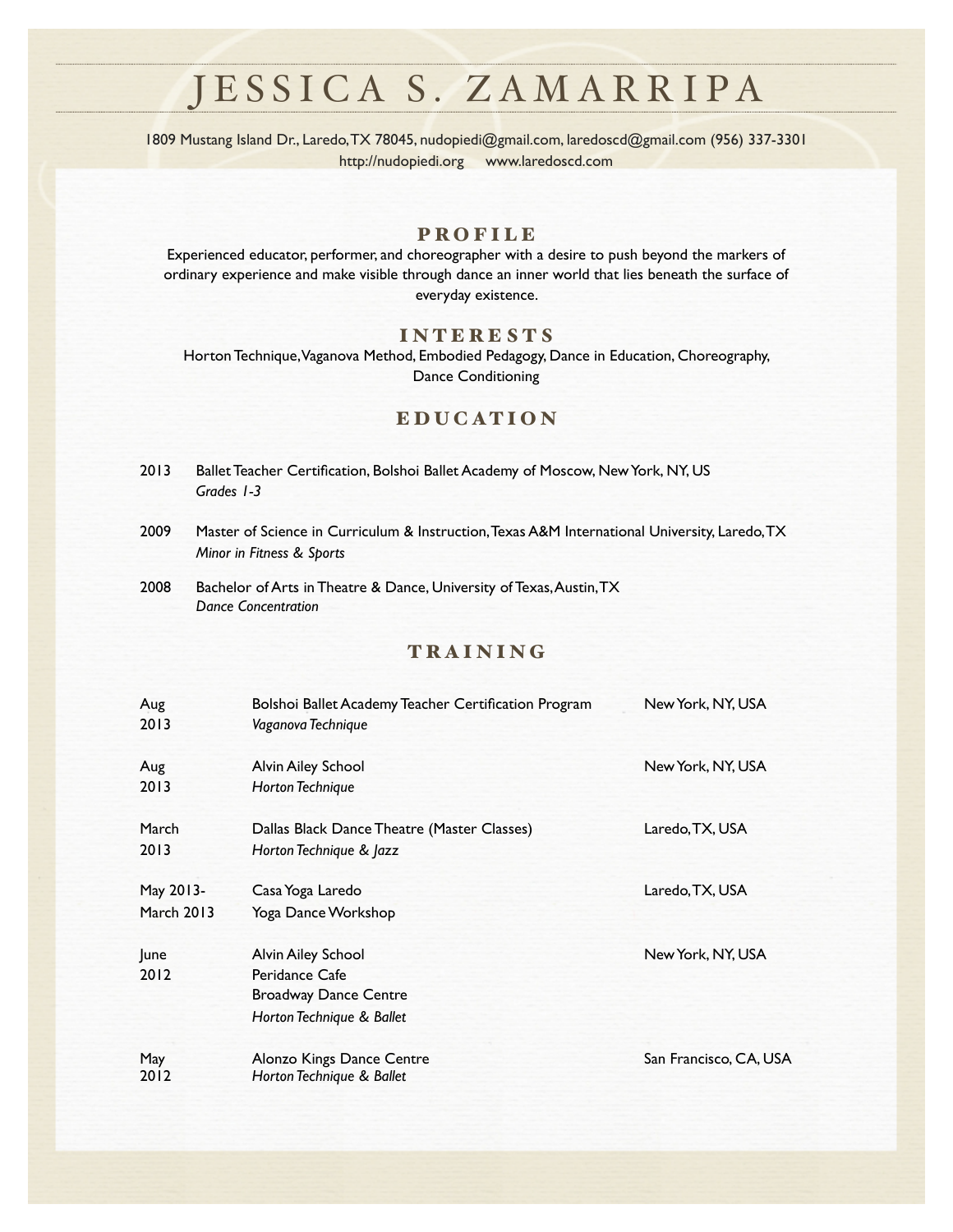# JESSICA S. ZAMARRIPA

1809 Mustang Island Dr., Laredo, TX 78045, nudopiedi@gmail.com, laredoscd@gmail.com (956) 337-3301
http://nudopiedi.org www.laredoscd.com

## PROFILE

Experienced educator, performer, and choreographer with a desire to push beyond the markers of ordinary experience and make visible through dance an inner world that lies beneath the surface of everyday existence.

## INTERESTS

Horton Technique, Vaganova Method, Embodied Pedagogy, Dance in Education, Choreography, Dance Conditioning

## EDUCATION

2013 Ballet Teacher Certification, Bolshoi Ballet Academy of Moscow, New York, NY, US
*Grades 1-3*

2009 Master of Science in Curriculum & Instruction, Texas A&M International University, Laredo, TX
*Minor in Fitness & Sports*

2008 Bachelor of Arts in Theatre & Dance, University of Texas, Austin, TX
*Dance Concentration*

## TRAINING

| Date | Program | Location |
|---|---|---|
| Aug 2013 | Bolshoi Ballet Academy Teacher Certification Program<br>*Vaganova Technique* | New York, NY, USA |
| Aug 2013 | Alvin Ailey School<br>*Horton Technique* | New York, NY, USA |
| March 2013 | Dallas Black Dance Theatre (Master Classes)<br>*Horton Technique & Jazz* | Laredo, TX, USA |
| May 2013- March 2013 | Casa Yoga Laredo<br>Yoga Dance Workshop | Laredo, TX, USA |
| June 2012 | Alvin Ailey School<br>Peridance Cafe<br>Broadway Dance Centre<br>*Horton Technique & Ballet* | New York, NY, USA |
| May 2012 | Alonzo Kings Dance Centre<br>*Horton Technique & Ballet* | San Francisco, CA, USA |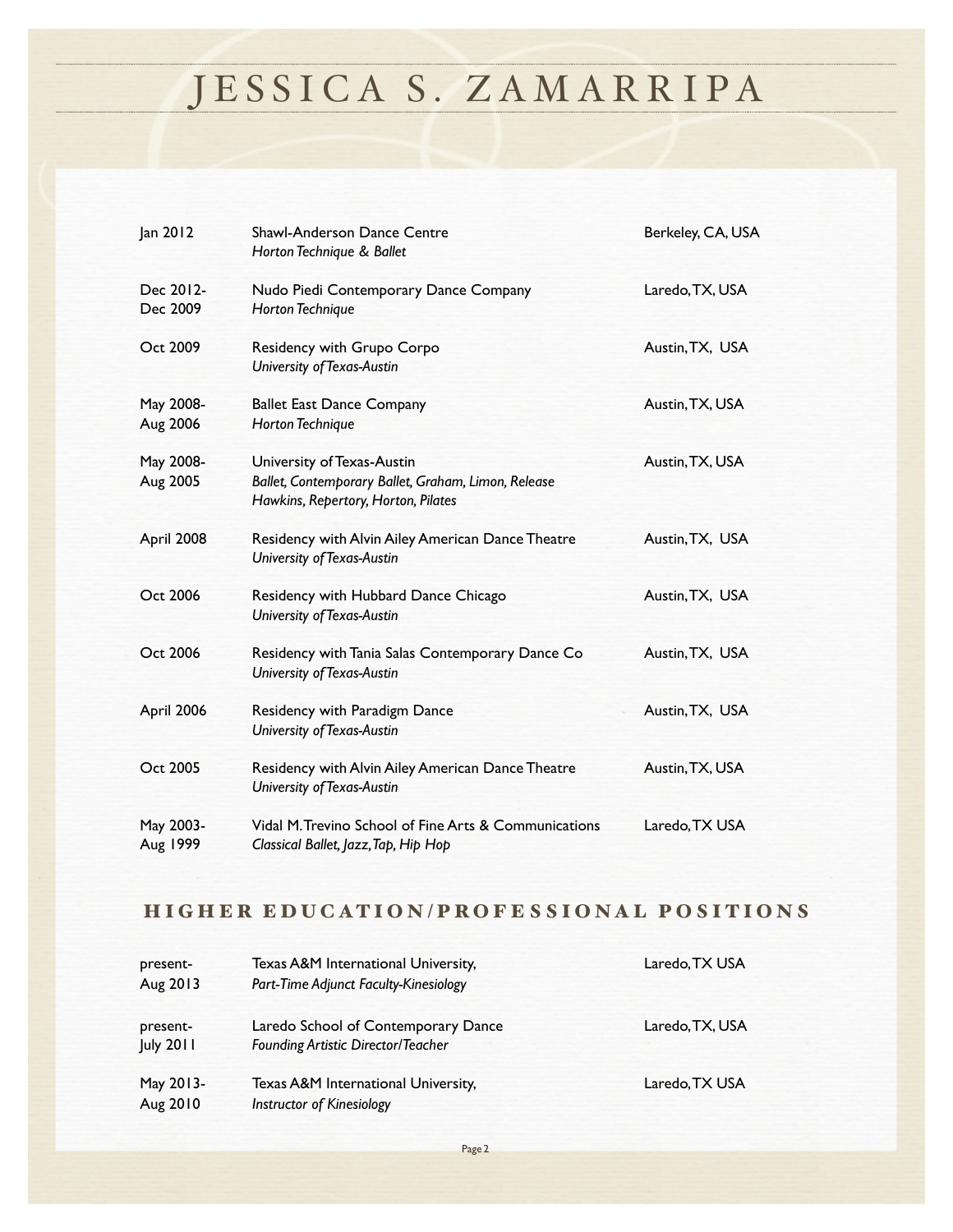| | | |
|---|---|---|
| Jan 2012 | Shawl-Anderson Dance Centre<br>*Horton Technique & Ballet* | Berkeley, CA, USA |
| Dec 2012-<br>Dec 2009 | Nudo Piedi Contemporary Dance Company<br>*Horton Technique* | Laredo, TX, USA |
| Oct 2009 | Residency with Grupo Corpo<br>*University of Texas-Austin* | Austin, TX, USA |
| May 2008-<br>Aug 2006 | Ballet East Dance Company<br>*Horton Technique* | Austin, TX, USA |
| May 2008-<br>Aug 2005 | University of Texas-Austin<br>*Ballet, Contemporary Ballet, Graham, Limon, Release Hawkins, Repertory, Horton, Pilates* | Austin, TX, USA |
| April 2008 | Residency with Alvin Ailey American Dance Theatre<br>*University of Texas-Austin* | Austin, TX, USA |
| Oct 2006 | Residency with Hubbard Dance Chicago<br>*University of Texas-Austin* | Austin, TX, USA |
| Oct 2006 | Residency with Tania Salas Contemporary Dance Co<br>*University of Texas-Austin* | Austin, TX, USA |
| April 2006 | Residency with Paradigm Dance<br>*University of Texas-Austin* | Austin, TX, USA |
| Oct 2005 | Residency with Alvin Ailey American Dance Theatre<br>*University of Texas-Austin* | Austin, TX, USA |
| May 2003-<br>Aug 1999 | Vidal M. Trevino School of Fine Arts & Communications<br>*Classical Ballet, Jazz, Tap, Hip Hop* | Laredo, TX USA |

## HIGHER EDUCATION/PROFESSIONAL POSITIONS

| | | |
|---|---|---|
| present-<br>Aug 2013 | Texas A&M International University,<br>*Part-Time Adjunct Faculty-Kinesiology* | Laredo, TX USA |
| present-<br>July 2011 | Laredo School of Contemporary Dance<br>*Founding Artistic Director/Teacher* | Laredo, TX, USA |
| May 2013-<br>Aug 2010 | Texas A&M International University,<br>*Instructor of Kinesiology* | Laredo, TX USA |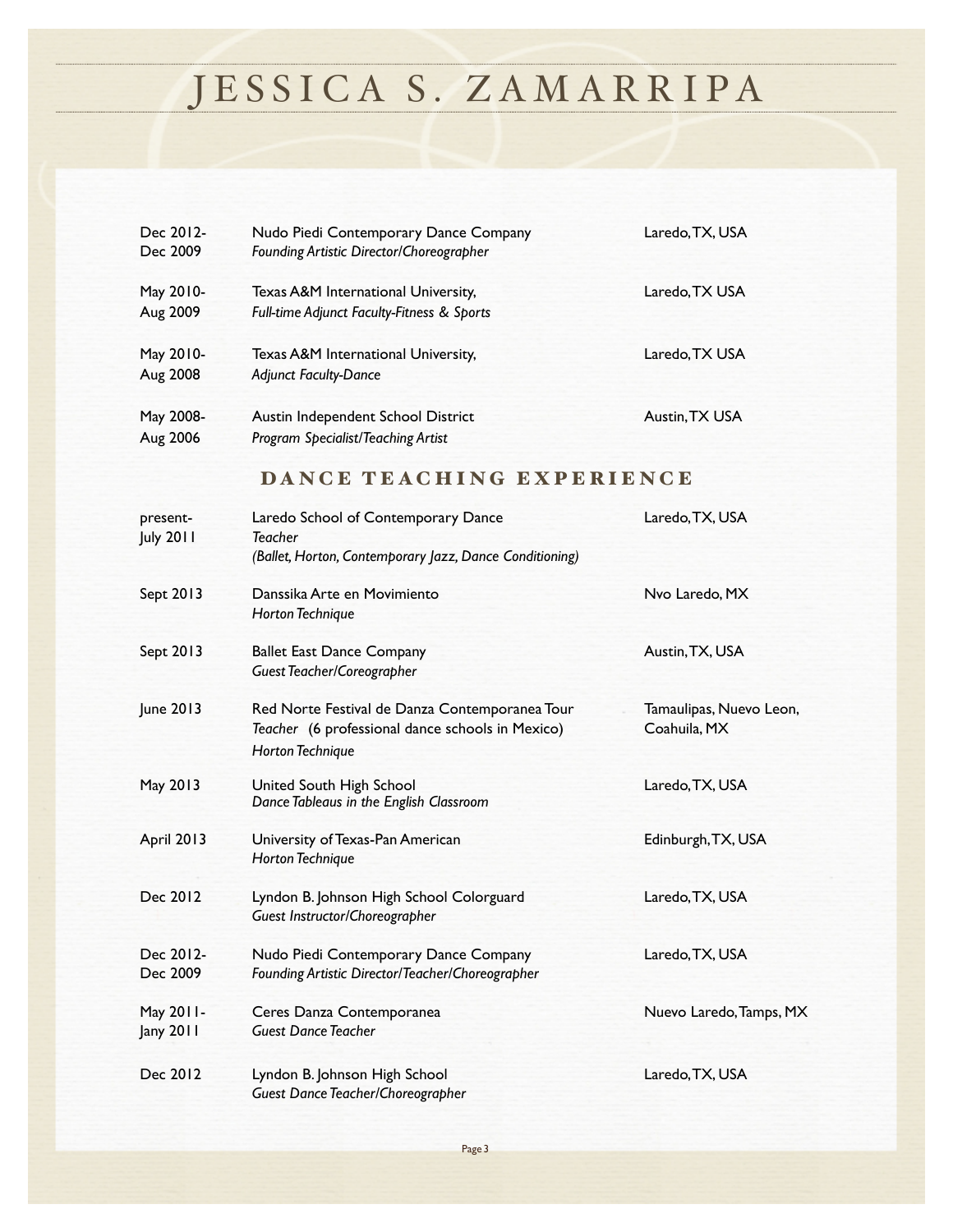# JESSICA S. ZAMARRIPA

| | | |
|---|---|---|
| Dec 2012-<br>Dec 2009 | Nudo Piedi Contemporary Dance Company<br>*Founding Artistic Director/Choreographer* | Laredo, TX, USA |
| May 2010-<br>Aug 2009 | Texas A&M International University,<br>*Full-time Adjunct Faculty-Fitness & Sports* | Laredo, TX USA |
| May 2010-<br>Aug 2008 | Texas A&M International University,<br>*Adjunct Faculty-Dance* | Laredo, TX USA |
| May 2008-<br>Aug 2006 | Austin Independent School District<br>*Program Specialist/Teaching Artist* | Austin, TX USA |

## DANCE TEACHING EXPERIENCE

| | | |
|---|---|---|
| present-<br>July 2011 | Laredo School of Contemporary Dance<br>*Teacher*<br>*(Ballet, Horton, Contemporary Jazz, Dance Conditioning)* | Laredo, TX, USA |
| Sept 2013 | Danssika Arte en Movimiento<br>*Horton Technique* | Nvo Laredo, MX |
| Sept 2013 | Ballet East Dance Company<br>*Guest Teacher/Coreographer* | Austin, TX, USA |
| June 2013 | Red Norte Festival de Danza Contemporanea Tour<br>*Teacher* (6 professional dance schools in Mexico)<br>*Horton Technique* | Tamaulipas, Nuevo Leon, Coahuila, MX |
| May 2013 | United South High School<br>*Dance Tableaus in the English Classroom* | Laredo, TX, USA |
| April 2013 | University of Texas-Pan American<br>*Horton Technique* | Edinburgh, TX, USA |
| Dec 2012 | Lyndon B. Johnson High School Colorguard<br>*Guest Instructor/Choreographer* | Laredo, TX, USA |
| Dec 2012-<br>Dec 2009 | Nudo Piedi Contemporary Dance Company<br>*Founding Artistic Director/Teacher/Choreographer* | Laredo, TX, USA |
| May 2011-<br>Jany 2011 | Ceres Danza Contemporanea<br>*Guest Dance Teacher* | Nuevo Laredo, Tamps, MX |
| Dec 2012 | Lyndon B. Johnson High School<br>*Guest Dance Teacher/Choreographer* | Laredo, TX, USA |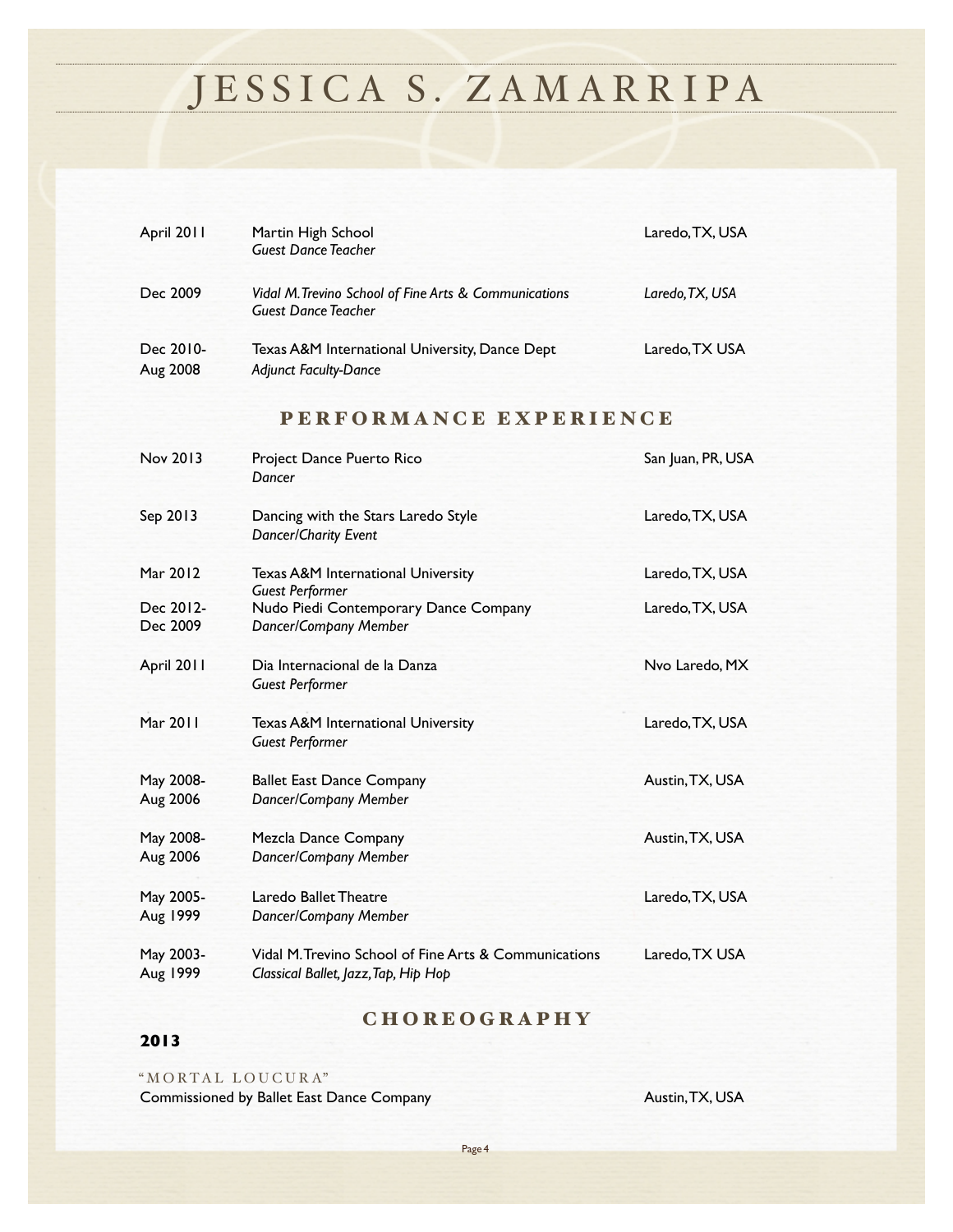| | | |
|---|---|---|
| April 2011 | Martin High School<br>*Guest Dance Teacher* | Laredo, TX, USA |
| Dec 2009 | *Vidal M. Trevino School of Fine Arts & Communications*<br>*Guest Dance Teacher* | *Laredo, TX, USA* |
| Dec 2010-<br>Aug 2008 | Texas A&M International University, Dance Dept<br>*Adjunct Faculty-Dance* | Laredo, TX USA |

## PERFORMANCE EXPERIENCE

| | | |
|---|---|---|
| Nov 2013 | Project Dance Puerto Rico<br>*Dancer* | San Juan, PR, USA |
| Sep 2013 | Dancing with the Stars Laredo Style<br>*Dancer/Charity Event* | Laredo, TX, USA |
| Mar 2012 | Texas A&M International University<br>*Guest Performer* | Laredo, TX, USA |
| Dec 2012-<br>Dec 2009 | Nudo Piedi Contemporary Dance Company<br>*Dancer/Company Member* | Laredo, TX, USA |
| April 2011 | Dia Internacional de la Danza<br>*Guest Performer* | Nvo Laredo, MX |
| Mar 2011 | Texas A&M International University<br>*Guest Performer* | Laredo, TX, USA |
| May 2008-<br>Aug 2006 | Ballet East Dance Company<br>*Dancer/Company Member* | Austin, TX, USA |
| May 2008-<br>Aug 2006 | Mezcla Dance Company<br>*Dancer/Company Member* | Austin, TX, USA |
| May 2005-<br>Aug 1999 | Laredo Ballet Theatre<br>*Dancer/Company Member* | Laredo, TX, USA |
| May 2003-<br>Aug 1999 | Vidal M. Trevino School of Fine Arts & Communications<br>*Classical Ballet, Jazz, Tap, Hip Hop* | Laredo, TX USA |

## CHOREOGRAPHY

**2013**

"MORTAL LOUCURA"
Commissioned by Ballet East Dance Company — Austin, TX, USA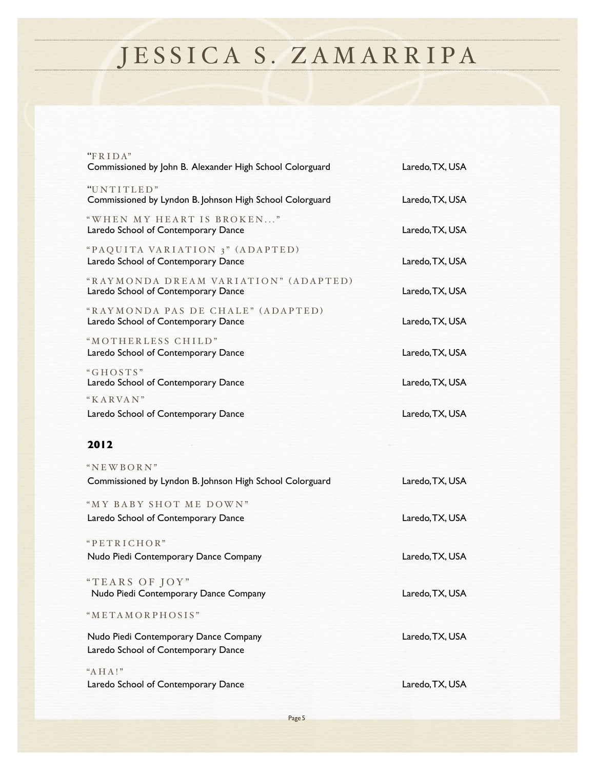"FRIDA"
Commissioned by John B. Alexander High School Colorguard — Laredo, TX, USA

"UNTITLED"
Commissioned by Lyndon B. Johnson High School Colorguard — Laredo, TX, USA

"WHEN MY HEART IS BROKEN..."
Laredo School of Contemporary Dance — Laredo, TX, USA

"PAQUITA VARIATION 3" (ADAPTED)
Laredo School of Contemporary Dance — Laredo, TX, USA

"RAYMONDA DREAM VARIATION" (ADAPTED)
Laredo School of Contemporary Dance — Laredo, TX, USA

"RAYMONDA PAS DE CHALE" (ADAPTED)
Laredo School of Contemporary Dance — Laredo, TX, USA

"MOTHERLESS CHILD"
Laredo School of Contemporary Dance — Laredo, TX, USA

"GHOSTS"
Laredo School of Contemporary Dance — Laredo, TX, USA

"KARVAN"
Laredo School of Contemporary Dance — Laredo, TX, USA

## 2012

"NEWBORN"
Commissioned by Lyndon B. Johnson High School Colorguard — Laredo, TX, USA

"MY BABY SHOT ME DOWN"
Laredo School of Contemporary Dance — Laredo, TX, USA

"PETRICHOR"
Nudo Piedi Contemporary Dance Company — Laredo, TX, USA

"TEARS OF JOY"
Nudo Piedi Contemporary Dance Company — Laredo, TX, USA

"METAMORPHOSIS"
Nudo Piedi Contemporary Dance Company — Laredo, TX, USA
Laredo School of Contemporary Dance

"AHA!"
Laredo School of Contemporary Dance — Laredo, TX, USA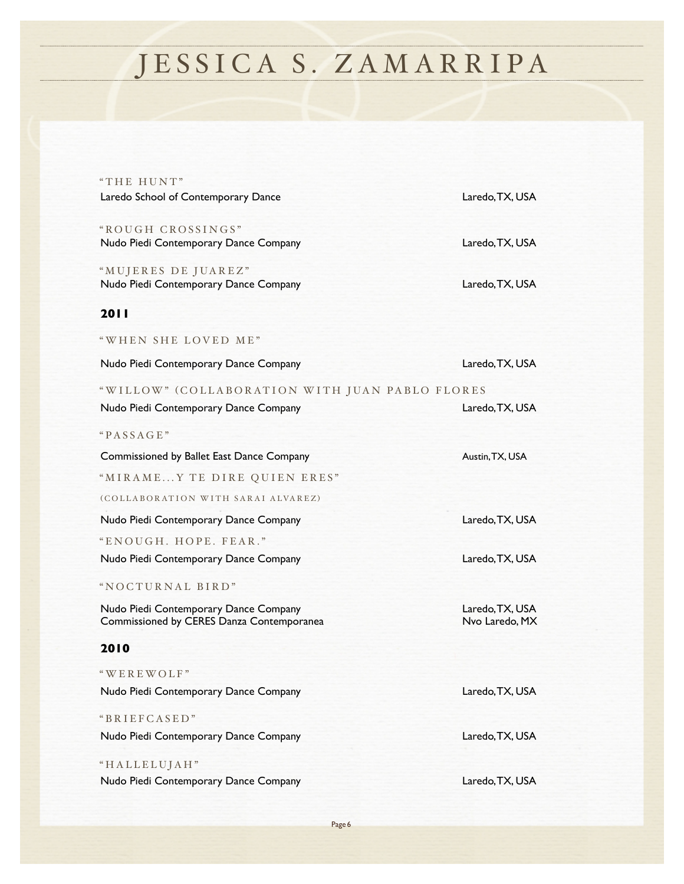"THE HUNT"
Laredo School of Contemporary Dance — Laredo, TX, USA

"ROUGH CROSSINGS"
Nudo Piedi Contemporary Dance Company — Laredo, TX, USA

"MUJERES DE JUAREZ"
Nudo Piedi Contemporary Dance Company — Laredo, TX, USA

## 2011

"WHEN SHE LOVED ME"
Nudo Piedi Contemporary Dance Company — Laredo, TX, USA

"WILLOW" (COLLABORATION WITH JUAN PABLO FLORES
Nudo Piedi Contemporary Dance Company — Laredo, TX, USA

"PASSAGE"
Commissioned by Ballet East Dance Company — Austin, TX, USA

"MIRAME...Y TE DIRE QUIEN ERES"
(COLLABORATION WITH SARAI ALVAREZ)
Nudo Piedi Contemporary Dance Company — Laredo, TX, USA

"ENOUGH. HOPE. FEAR."
Nudo Piedi Contemporary Dance Company — Laredo, TX, USA

"NOCTURNAL BIRD"
Nudo Piedi Contemporary Dance Company — Laredo, TX, USA
Commissioned by CERES Danza Contemporanea — Nvo Laredo, MX

## 2010

"WEREWOLF"
Nudo Piedi Contemporary Dance Company — Laredo, TX, USA

"BRIEFCASED"
Nudo Piedi Contemporary Dance Company — Laredo, TX, USA

"HALLELUJAH"
Nudo Piedi Contemporary Dance Company — Laredo, TX, USA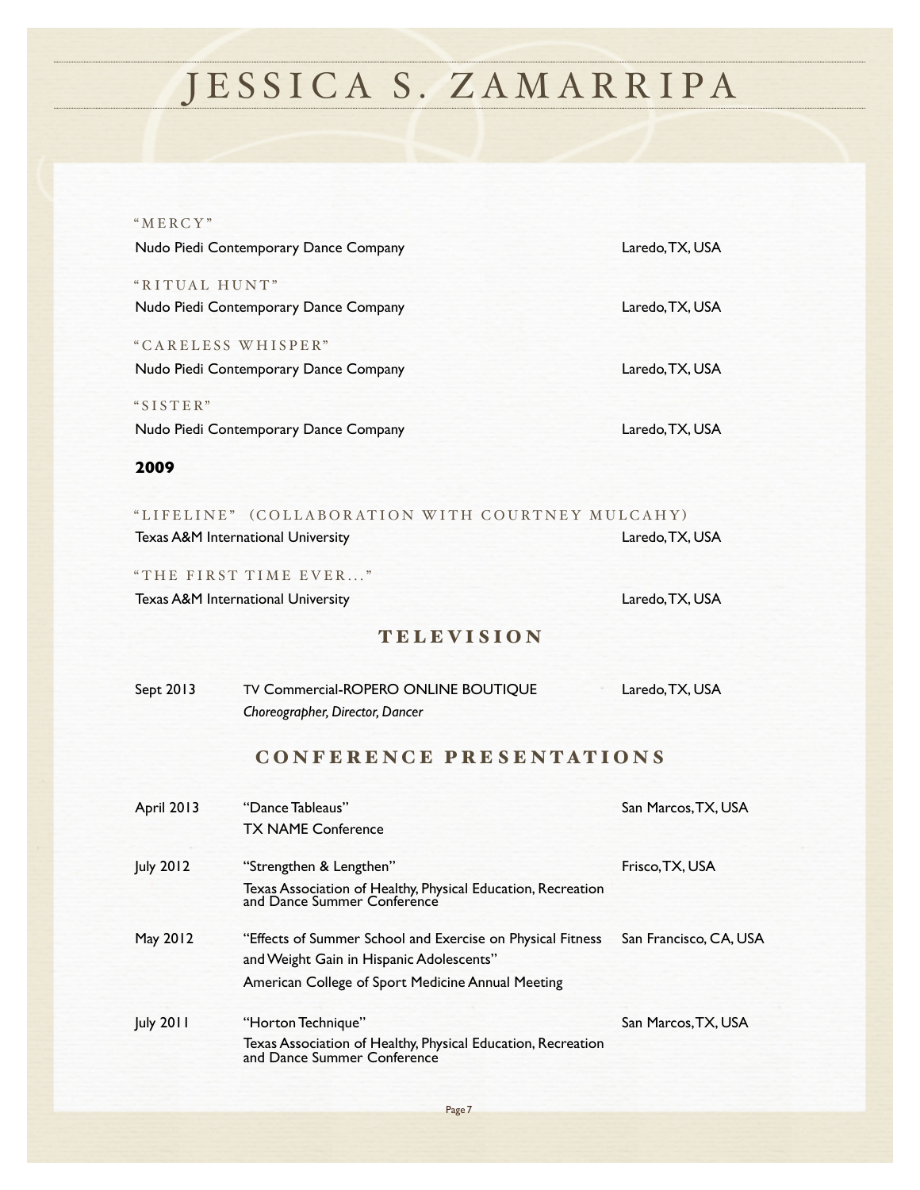"MERCY"

Nudo Piedi Contemporary Dance Company — Laredo, TX, USA

"RITUAL HUNT"

Nudo Piedi Contemporary Dance Company — Laredo, TX, USA

"CARELESS WHISPER"

Nudo Piedi Contemporary Dance Company — Laredo, TX, USA

"SISTER"

Nudo Piedi Contemporary Dance Company — Laredo, TX, USA

**2009**

"LIFELINE" (COLLABORATION WITH COURTNEY MULCAHY)

Texas A&M International University — Laredo, TX, USA

"THE FIRST TIME EVER..."

Texas A&M International University — Laredo, TX, USA

## TELEVISION

Sept 2013 — TV Commercial-ROPERO ONLINE BOUTIQUE — Laredo, TX, USA
*Choreographer, Director, Dancer*

## CONFERENCE PRESENTATIONS

April 2013 — "Dance Tableaus" — San Marcos, TX, USA
TX NAME Conference

July 2012 — "Strengthen & Lengthen" — Frisco, TX, USA
Texas Association of Healthy, Physical Education, Recreation and Dance Summer Conference

May 2012 — "Effects of Summer School and Exercise on Physical Fitness and Weight Gain in Hispanic Adolescents" — San Francisco, CA, USA
American College of Sport Medicine Annual Meeting

July 2011 — "Horton Technique" — San Marcos, TX, USA
Texas Association of Healthy, Physical Education, Recreation and Dance Summer Conference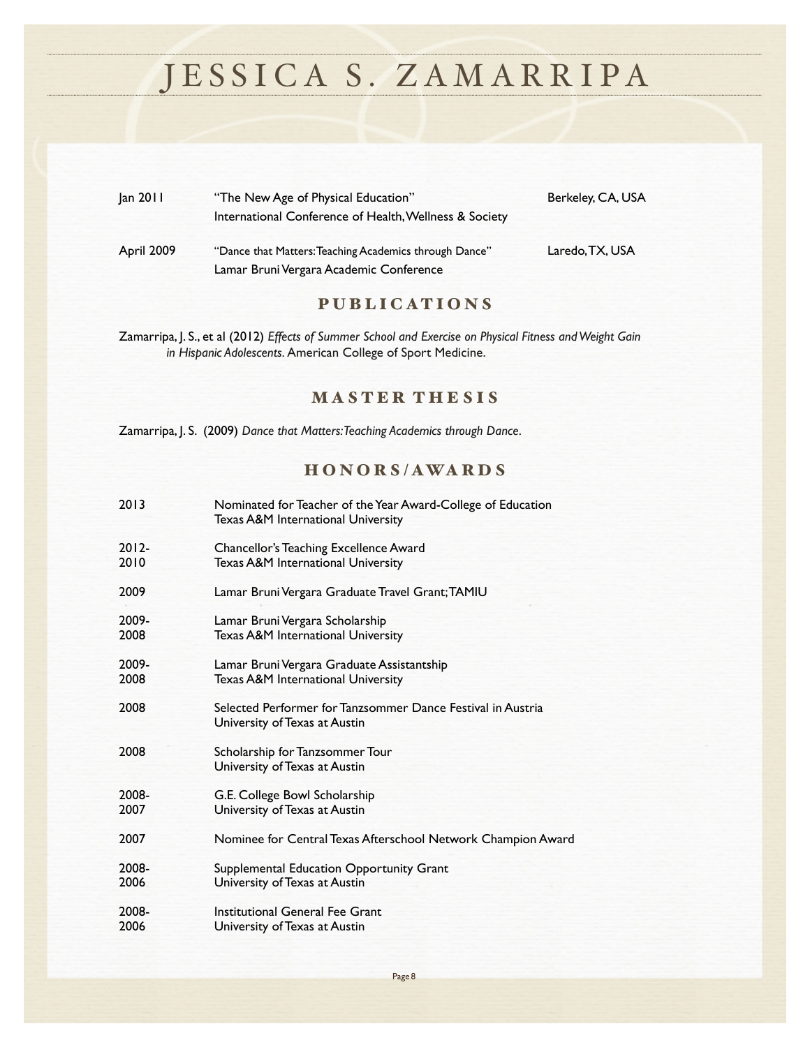| | | |
|---|---|---|
| Jan 2011 | "The New Age of Physical Education"<br>International Conference of Health, Wellness & Society | Berkeley, CA, USA |
| April 2009 | "Dance that Matters: Teaching Academics through Dance"<br>Lamar Bruni Vergara Academic Conference | Laredo, TX, USA |

## PUBLICATIONS

Zamarripa, J. S., et al (2012) *Effects of Summer School and Exercise on Physical Fitness and Weight Gain in Hispanic Adolescents*. American College of Sport Medicine.

## MASTER THESIS

Zamarripa, J. S. (2009) *Dance that Matters: Teaching Academics through Dance*.

## HONORS/AWARDS

| | |
|---|---|
| 2013 | Nominated for Teacher of the Year Award-College of Education<br>Texas A&M International University |
| 2012-<br>2010 | Chancellor's Teaching Excellence Award<br>Texas A&M International University |
| 2009 | Lamar Bruni Vergara Graduate Travel Grant; TAMIU |
| 2009-<br>2008 | Lamar Bruni Vergara Scholarship<br>Texas A&M International University |
| 2009-<br>2008 | Lamar Bruni Vergara Graduate Assistantship<br>Texas A&M International University |
| 2008 | Selected Performer for Tanzsommer Dance Festival in Austria<br>University of Texas at Austin |
| 2008 | Scholarship for Tanzsommer Tour<br>University of Texas at Austin |
| 2008-<br>2007 | G.E. College Bowl Scholarship<br>University of Texas at Austin |
| 2007 | Nominee for Central Texas Afterschool Network Champion Award |
| 2008-<br>2006 | Supplemental Education Opportunity Grant<br>University of Texas at Austin |
| 2008-<br>2006 | Institutional General Fee Grant<br>University of Texas at Austin |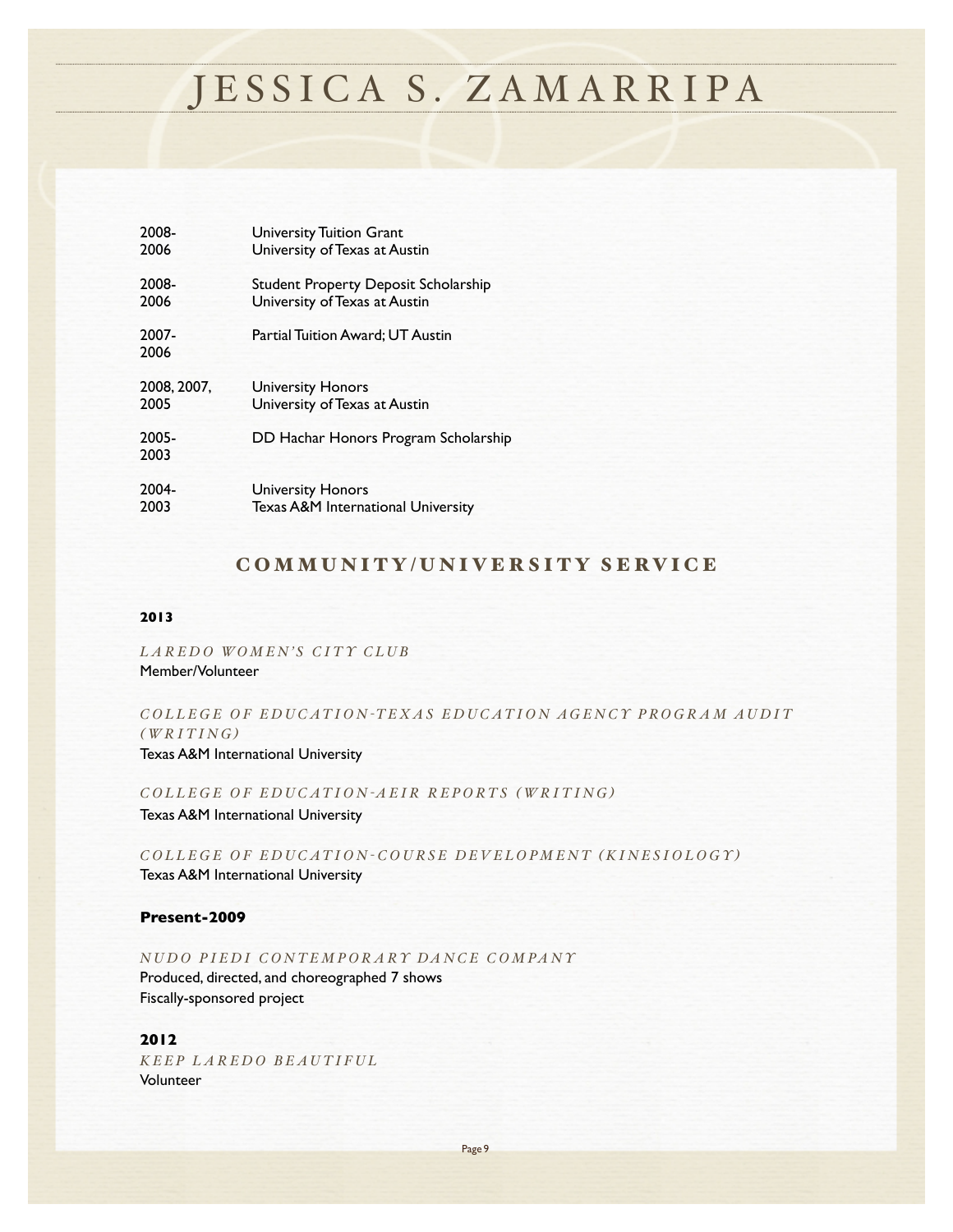| | |
|---|---|
| 2008-2006 | University Tuition Grant<br>University of Texas at Austin |
| 2008-2006 | Student Property Deposit Scholarship<br>University of Texas at Austin |
| 2007-2006 | Partial Tuition Award; UT Austin |
| 2008, 2007, 2005 | University Honors<br>University of Texas at Austin |
| 2005-2003 | DD Hachar Honors Program Scholarship |
| 2004-2003 | University Honors<br>Texas A&M International University |

## COMMUNITY/UNIVERSITY SERVICE

**2013**

*LAREDO WOMEN'S CITY CLUB*
Member/Volunteer

*COLLEGE OF EDUCATION-TEXAS EDUCATION AGENCY PROGRAM AUDIT (WRITING)*
Texas A&M International University

*COLLEGE OF EDUCATION-AEIR REPORTS (WRITING)*
Texas A&M International University

*COLLEGE OF EDUCATION-COURSE DEVELOPMENT (KINESIOLOGY)*
Texas A&M International University

**Present-2009**

*NUDO PIEDI CONTEMPORARY DANCE COMPANY*
Produced, directed, and choreographed 7 shows
Fiscally-sponsored project

**2012**

*KEEP LAREDO BEAUTIFUL*
Volunteer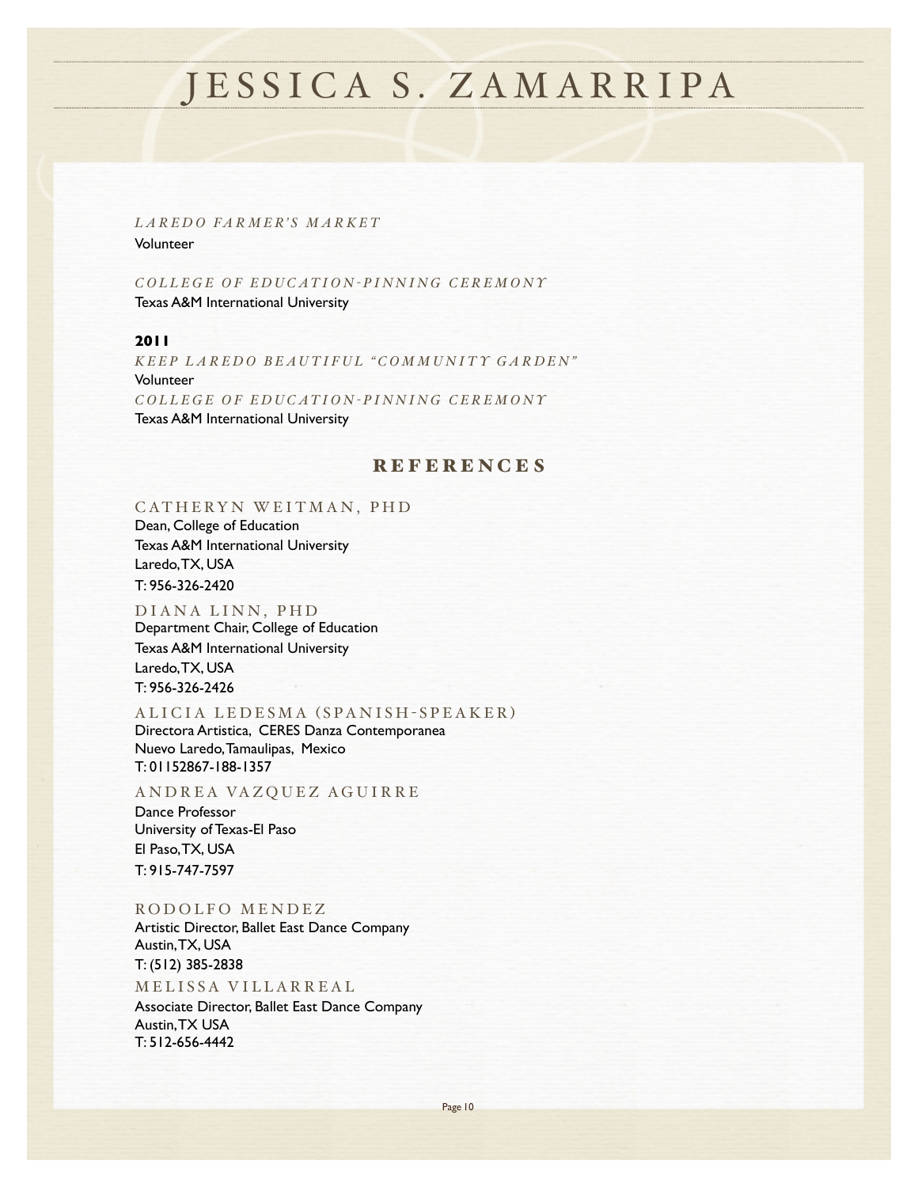*LAREDO FARMER'S MARKET*

Volunteer

*COLLEGE OF EDUCATION-PINNING CEREMONY*

Texas A&M International University

**2011**

*KEEP LAREDO BEAUTIFUL "COMMUNITY GARDEN"*

Volunteer

*COLLEGE OF EDUCATION-PINNING CEREMONY*

Texas A&M International University

## REFERENCES

### CATHERYN WEITMAN, PHD

Dean, College of Education
Texas A&M International University
Laredo, TX, USA
T: 956-326-2420

### DIANA LINN, PHD

Department Chair, College of Education
Texas A&M International University
Laredo, TX, USA
T: 956-326-2426

### ALICIA LEDESMA (SPANISH-SPEAKER)

Directora Artistica, CERES Danza Contemporanea
Nuevo Laredo, Tamaulipas, Mexico
T: 01152867-188-1357

### ANDREA VAZQUEZ AGUIRRE

Dance Professor
University of Texas-El Paso
El Paso, TX, USA
T: 915-747-7597

### RODOLFO MENDEZ

Artistic Director, Ballet East Dance Company
Austin, TX, USA
T: (512) 385-2838

### MELISSA VILLARREAL

Associate Director, Ballet East Dance Company
Austin, TX USA
T: 512-656-4442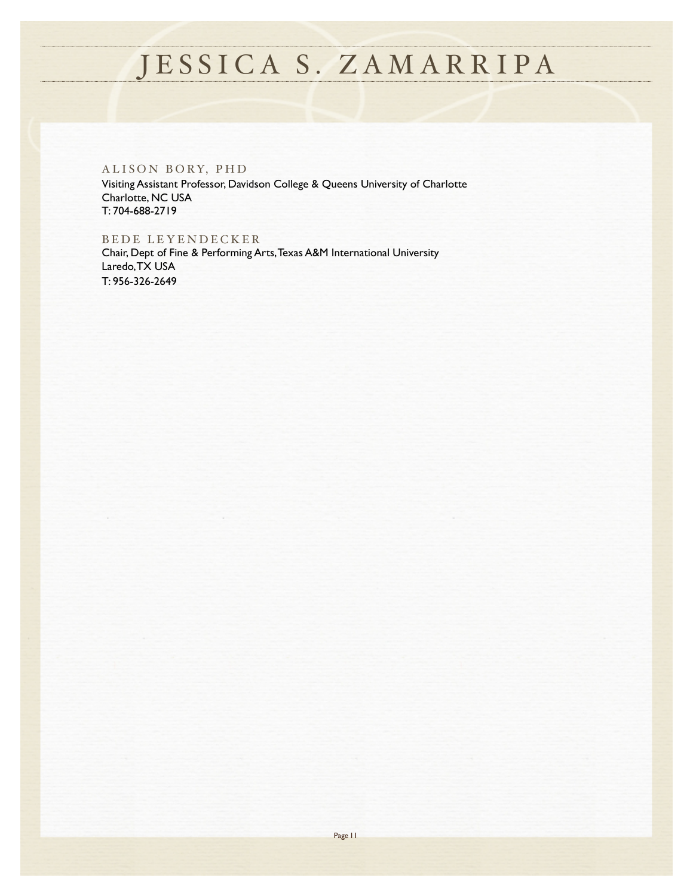### ALISON BORY, PHD

Visiting Assistant Professor, Davidson College & Queens University of Charlotte
Charlotte, NC USA
T: 704-688-2719

### BEDE LEYENDECKER

Chair, Dept of Fine & Performing Arts, Texas A&M International University
Laredo, TX USA
T: 956-326-2649